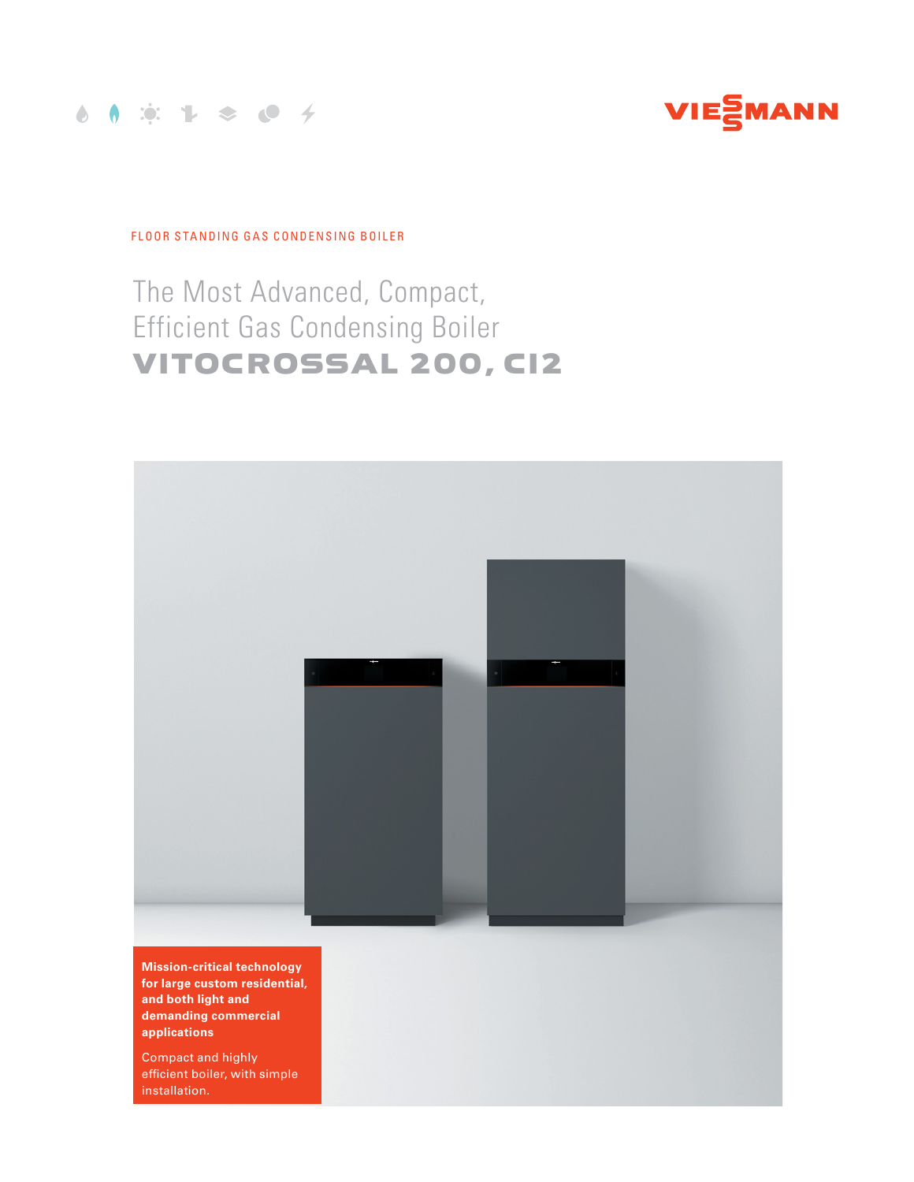VIESSMANN

FLOOR STANDING GAS CONDENSING BOILER

# The Most Advanced, Compact, Efficient Gas Condensing Boiler

# VITOCROSSAL 200, CI2

**Mission-critical technology for large custom residential, and both light and demanding commercial applications**

Compact and highly efficient boiler, with simple installation.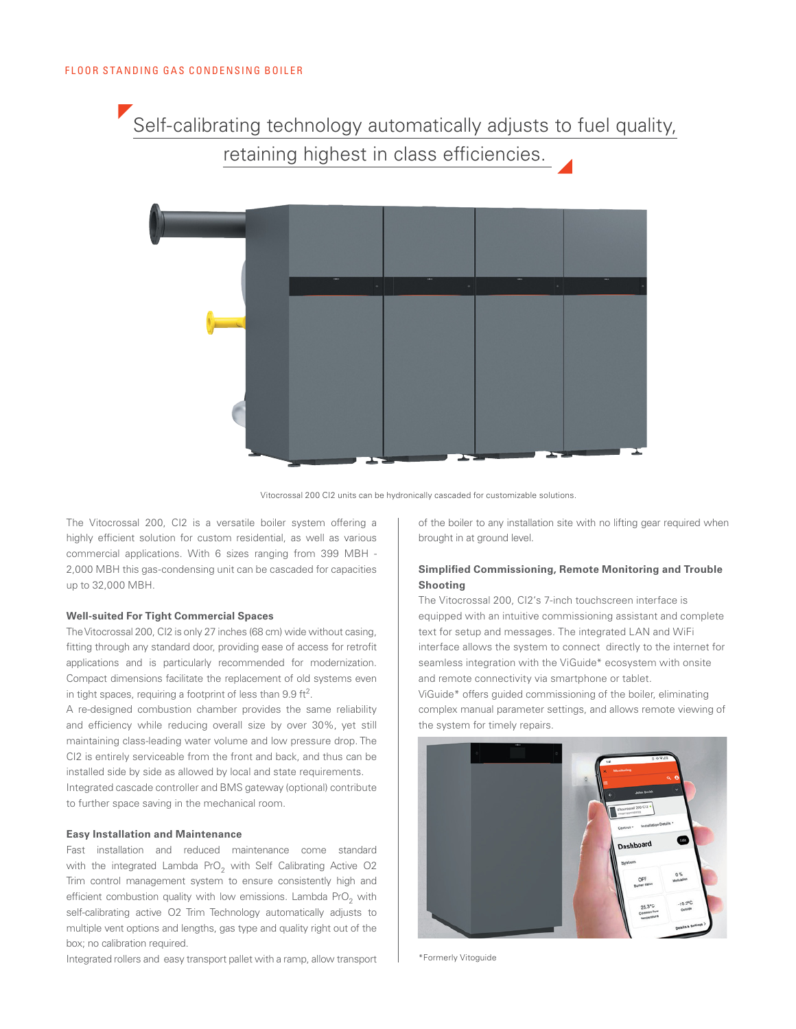FLOOR STANDING GAS CONDENSING BOILER

Self-calibrating technology automatically adjusts to fuel quality, retaining highest in class efficiencies.

Vitocrossal 200 CI2 units can be hydronically cascaded for customizable solutions.

The Vitocrossal 200, CI2 is a versatile boiler system offering a highly efficient solution for custom residential, as well as various commercial applications. With 6 sizes ranging from 399 MBH - 2,000 MBH this gas-condensing unit can be cascaded for capacities up to 32,000 MBH.

### Well-suited For Tight Commercial Spaces

The Vitocrossal 200, CI2 is only 27 inches (68 cm) wide without casing, fitting through any standard door, providing ease of access for retrofit applications and is particularly recommended for modernization. Compact dimensions facilitate the replacement of old systems even in tight spaces, requiring a footprint of less than 9.9 $ft^2$.

A re-designed combustion chamber provides the same reliability and efficiency while reducing overall size by over 30%, yet still maintaining class-leading water volume and low pressure drop. The CI2 is entirely serviceable from the front and back, and thus can be installed side by side as allowed by local and state requirements.

Integrated cascade controller and BMS gateway (optional) contribute to further space saving in the mechanical room.

### Easy Installation and Maintenance

Fast installation and reduced maintenance come standard with the integrated Lambda $PrO_2$ with Self Calibrating Active O2 Trim control management system to ensure consistently high and efficient combustion quality with low emissions. Lambda $PrO_2$ with self-calibrating active O2 Trim Technology automatically adjusts to multiple vent options and lengths, gas type and quality right out of the box; no calibration required.

Integrated rollers and easy transport pallet with a ramp, allow transport of the boiler to any installation site with no lifting gear required when brought in at ground level.

### Simplified Commissioning, Remote Monitoring and Trouble Shooting

The Vitocrossal 200, CI2's 7-inch touchscreen interface is equipped with an intuitive commissioning assistant and complete text for setup and messages. The integrated LAN and WiFi interface allows the system to connect directly to the internet for seamless integration with the ViGuide* ecosystem with onsite and remote connectivity via smartphone or tablet.

ViGuide* offers guided commissioning of the boiler, eliminating complex manual parameter settings, and allows remote viewing of the system for timely repairs.

*Formerly Vitoguide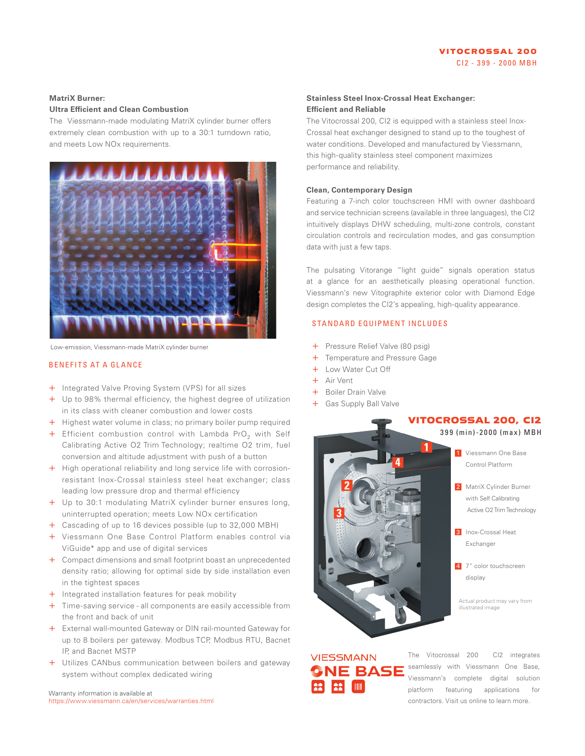# VITOCROSSAL 200

CI2 - 399 - 2000 MBH

### MatriX Burner: Ultra Efficient and Clean Combustion

The Viessmann-made modulating MatriX cylinder burner offers extremely clean combustion with up to a 30:1 turndown ratio, and meets Low NOx requirements.

Low-emission, Viessmann-made MatriX cylinder burner

## BENEFITS AT A GLANCE

+ Integrated Valve Proving System (VPS) for all sizes
+ Up to 98% thermal efficiency, the highest degree of utilization in its class with cleaner combustion and lower costs
+ Highest water volume in class; no primary boiler pump required
+ Efficient combustion control with Lambda $PrO_2$ with Self Calibrating Active O2 Trim Technology; realtime O2 trim, fuel conversion and altitude adjustment with push of a button
+ High operational reliability and long service life with corrosion-resistant Inox-Crossal stainless steel heat exchanger; class leading low pressure drop and thermal efficiency
+ Up to 30:1 modulating MatriX cylinder burner ensures long, uninterrupted operation; meets Low NOx certification
+ Cascading of up to 16 devices possible (up to 32,000 MBH)
+ Viessmann One Base Control Platform enables control via ViGuide* app and use of digital services
+ Compact dimensions and small footprint boast an unprecedented density ratio; allowing for optimal side by side installation even in the tightest spaces
+ Integrated installation features for peak mobility
+ Time-saving service - all components are easily accessible from the front and back of unit
+ External wall-mounted Gateway or DIN rail-mounted Gateway for up to 8 boilers per gateway. Modbus TCP, Modbus RTU, Bacnet IP, and Bacnet MSTP
+ Utilizes CANbus communication between boilers and gateway system without complex dedicated wiring

Warranty information is available at
https://www.viessmann.ca/en/services/warranties.html

### Stainless Steel Inox-Crossal Heat Exchanger: Efficient and Reliable

The Vitocrossal 200, CI2 is equipped with a stainless steel Inox-Crossal heat exchanger designed to stand up to the toughest of water conditions. Developed and manufactured by Viessmann, this high-quality stainless steel component maximizes performance and reliability.

### Clean, Contemporary Design

Featuring a 7-inch color touchscreen HMI with owner dashboard and service technician screens (available in three languages), the CI2 intuitively displays DHW scheduling, multi-zone controls, constant circulation controls and recirculation modes, and gas consumption data with just a few taps.

The pulsating Vitorange "light guide" signals operation status at a glance for an aesthetically pleasing operational function. Viessmann's new Vitographite exterior color with Diamond Edge design completes the CI2's appealing, high-quality appearance.

## STANDARD EQUIPMENT INCLUDES

+ Pressure Relief Valve (80 psig)
+ Temperature and Pressure Gage
+ Low Water Cut Off
+ Air Vent
+ Boiler Drain Valve
+ Gas Supply Ball Valve

## VITOCROSSAL 200, CI2

399 (min)-2000 (max) MBH

1. Viessmann One Base Control Platform
2. MatriX Cylinder Burner with Self Calibrating Active O2 Trim Technology
3. Inox-Crossal Heat Exchanger
4. 7" color touchscreen display

Actual product may vary from illustrated image

VIESSMANN ONE BASE

The Vitocrossal 200 CI2 integrates seamlessly with Viessmann One Base, Viessmann's complete digital solution platform featuring applications for contractors. Visit us online to learn more.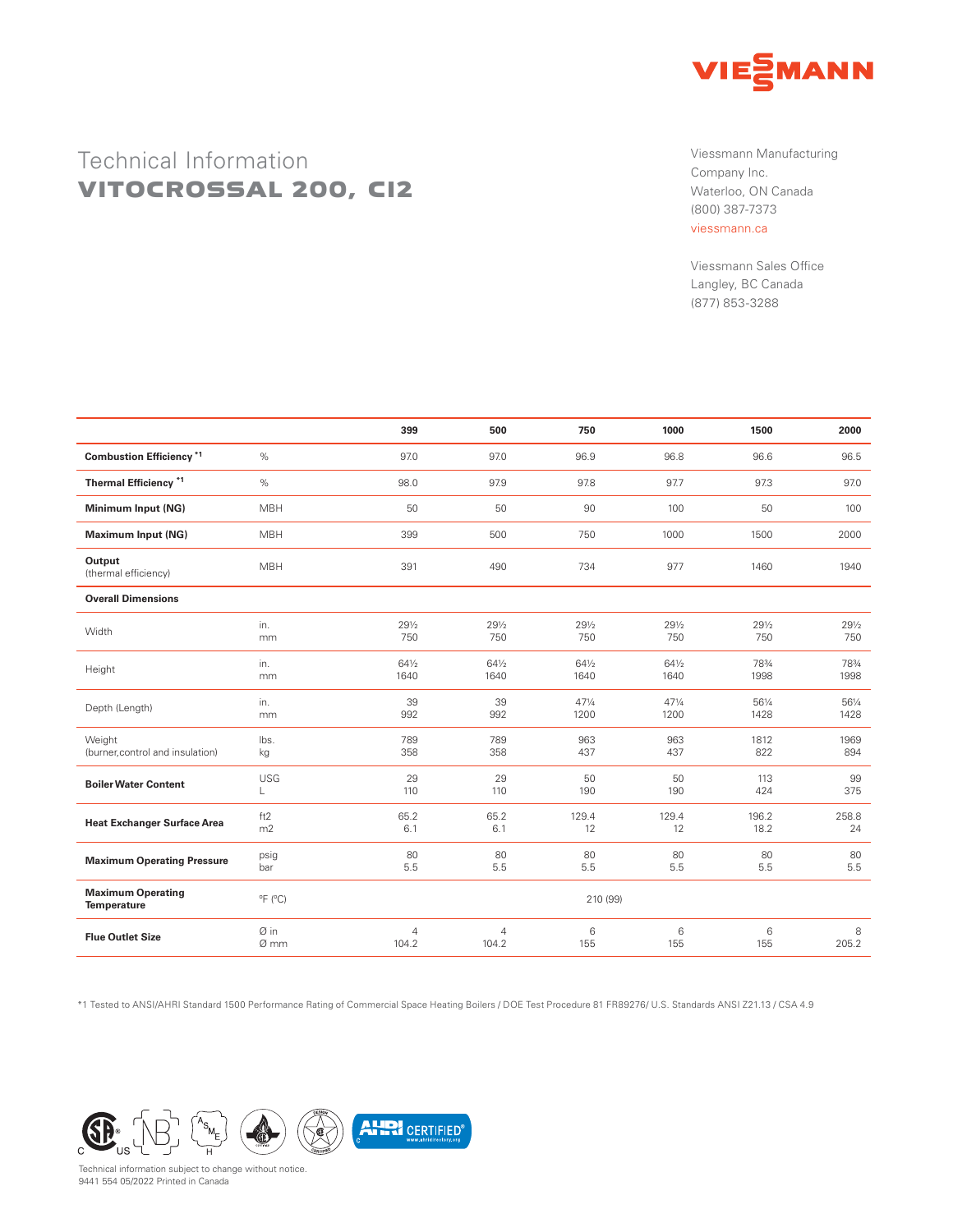VIESSMANN

# Technical Information
## VITOCROSSAL 200, CI2

Viessmann Manufacturing Company Inc.
Waterloo, ON Canada
(800) 387-7373
viessmann.ca

Viessmann Sales Office
Langley, BC Canada
(877) 853-3288

| | | 399 | 500 | 750 | 1000 | 1500 | 2000 |
|---|---|---|---|---|---|---|---|
| **Combustion Efficiency** [*1] | % | 97.0 | 97.0 | 96.9 | 96.8 | 96.6 | 96.5 |
| **Thermal Efficiency** [*1] | % | 98.0 | 97.9 | 97.8 | 97.7 | 97.3 | 97.0 |
| **Minimum Input (NG)** | MBH | 50 | 50 | 90 | 100 | 50 | 100 |
| **Maximum Input (NG)** | MBH | 399 | 500 | 750 | 1000 | 1500 | 2000 |
| **Output** (thermal efficiency) | MBH | 391 | 490 | 734 | 977 | 1460 | 1940 |
| **Overall Dimensions** | | | | | | | |
| Width | in.<br>mm | 29½<br>750 | 29½<br>750 | 29½<br>750 | 29½<br>750 | 29½<br>750 | 29½<br>750 |
| Height | in.<br>mm | 64½<br>1640 | 64½<br>1640 | 64½<br>1640 | 64½<br>1640 | 78¾<br>1998 | 78¾<br>1998 |
| Depth (Length) | in.<br>mm | 39<br>992 | 39<br>992 | 47¼<br>1200 | 47¼<br>1200 | 56¼<br>1428 | 56¼<br>1428 |
| Weight (burner,control and insulation) | lbs.<br>kg | 789<br>358 | 789<br>358 | 963<br>437 | 963<br>437 | 1812<br>822 | 1969<br>894 |
| **Boiler Water Content** | USG<br>L | 29<br>110 | 29<br>110 | 50<br>190 | 50<br>190 | 113<br>424 | 99<br>375 |
| **Heat Exchanger Surface Area** | ft2<br>m2 | 65.2<br>6.1 | 65.2<br>6.1 | 129.4<br>12 | 129.4<br>12 | 196.2<br>18.2 | 258.8<br>24 |
| **Maximum Operating Pressure** | psig<br>bar | 80<br>5.5 | 80<br>5.5 | 80<br>5.5 | 80<br>5.5 | 80<br>5.5 | 80<br>5.5 |
| **Maximum Operating Temperature** | °F (°C) | 210 (99) | | | | | |
| **Flue Outlet Size** | Ø in<br>Ø mm | 4<br>104.2 | 4<br>104.2 | 6<br>155 | 6<br>155 | 6<br>155 | 8<br>205.2 |

*1 Tested to ANSI/AHRI Standard 1500 Performance Rating of Commercial Space Heating Boilers / DOE Test Procedure 81 FR89276/ U.S. Standards ANSI Z21.13 / CSA 4.9

Technical information subject to change without notice.
9441 554 05/2022 Printed in Canada